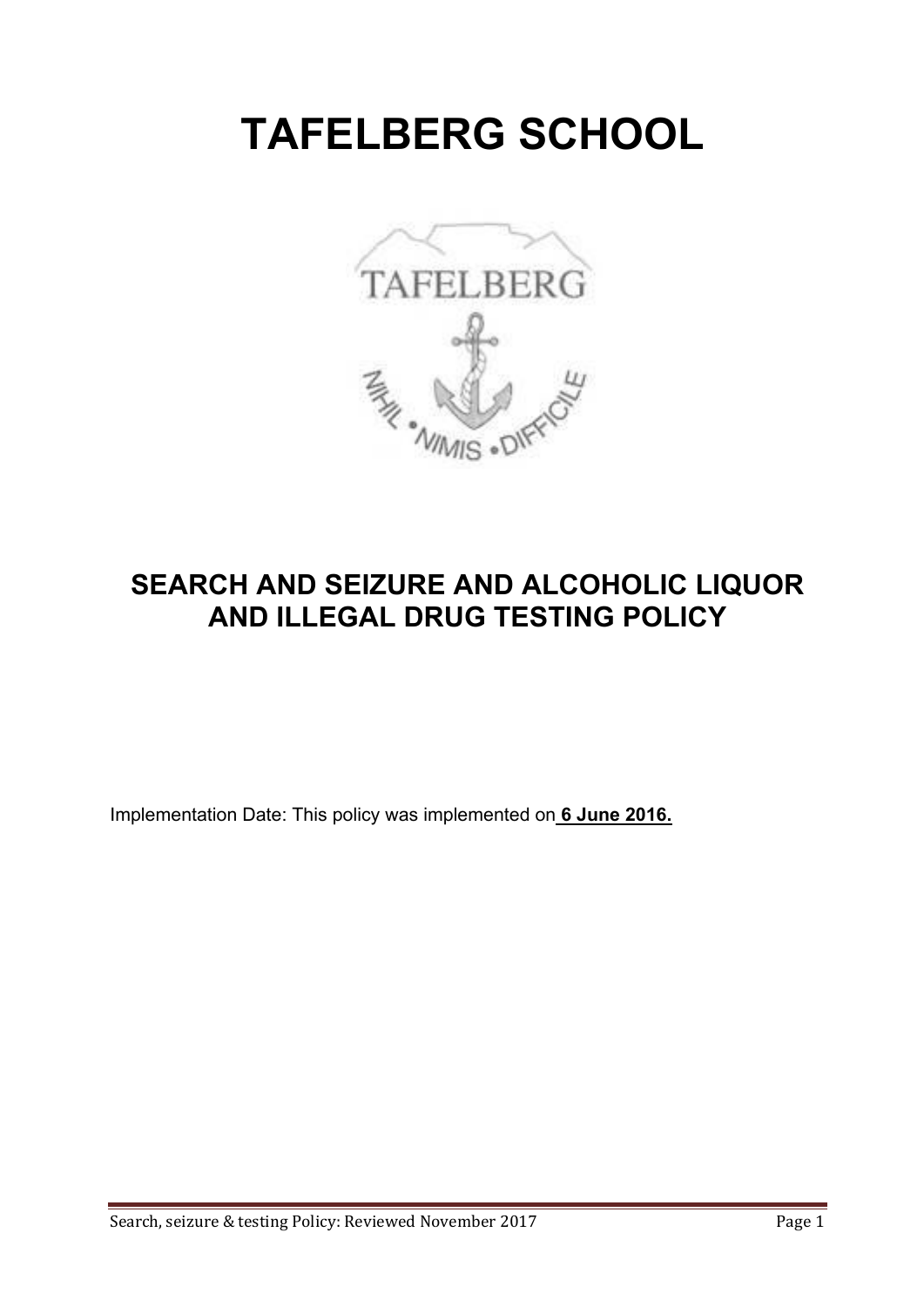# TAFELBERG SCHOOL

## SEARCH AND SEIZURE AND ALCOHOLIC LIQUOR AND ILLEGAL DRUG TESTING POLICY

Implementation Date: This policy was implemented on **6 June 2016.**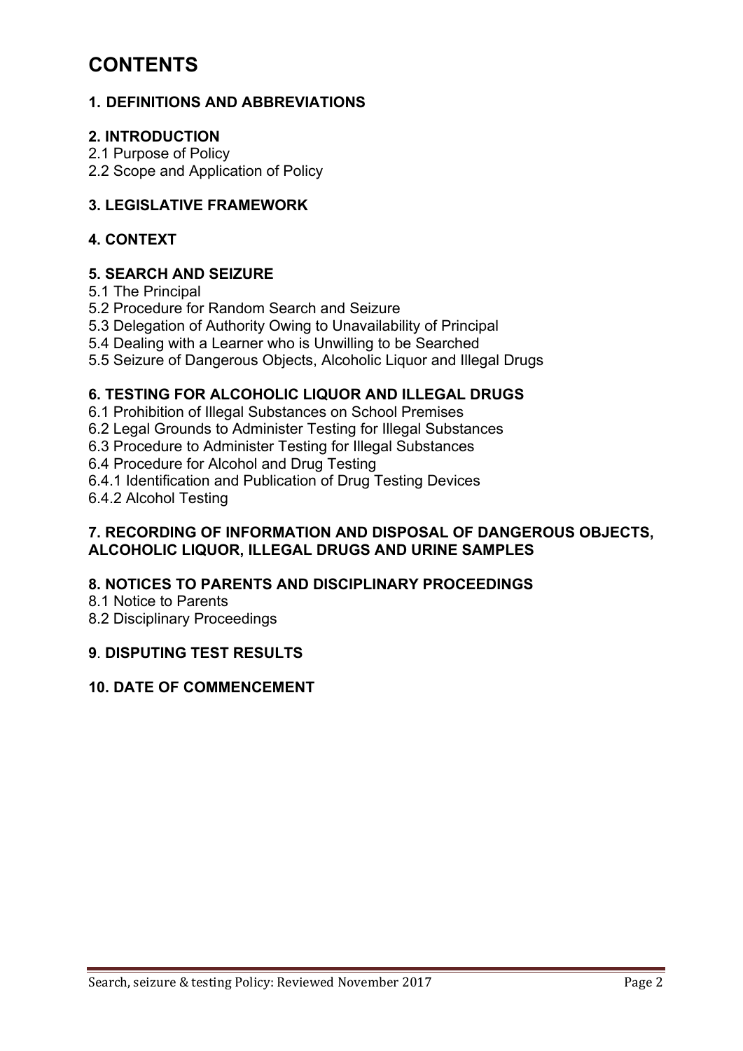# CONTENTS

### 1. DEFINITIONS AND ABBREVIATIONS

### 2. INTRODUCTION

2.1 Purpose of Policy
2.2 Scope and Application of Policy

### 3. LEGISLATIVE FRAMEWORK

### 4. CONTEXT

### 5. SEARCH AND SEIZURE

5.1 The Principal
5.2 Procedure for Random Search and Seizure
5.3 Delegation of Authority Owing to Unavailability of Principal
5.4 Dealing with a Learner who is Unwilling to be Searched
5.5 Seizure of Dangerous Objects, Alcoholic Liquor and Illegal Drugs

### 6. TESTING FOR ALCOHOLIC LIQUOR AND ILLEGAL DRUGS

6.1 Prohibition of Illegal Substances on School Premises
6.2 Legal Grounds to Administer Testing for Illegal Substances
6.3 Procedure to Administer Testing for Illegal Substances
6.4 Procedure for Alcohol and Drug Testing
6.4.1 Identification and Publication of Drug Testing Devices
6.4.2 Alcohol Testing

### 7. RECORDING OF INFORMATION AND DISPOSAL OF DANGEROUS OBJECTS, ALCOHOLIC LIQUOR, ILLEGAL DRUGS AND URINE SAMPLES

### 8. NOTICES TO PARENTS AND DISCIPLINARY PROCEEDINGS

8.1 Notice to Parents
8.2 Disciplinary Proceedings

### 9. DISPUTING TEST RESULTS

### 10. DATE OF COMMENCEMENT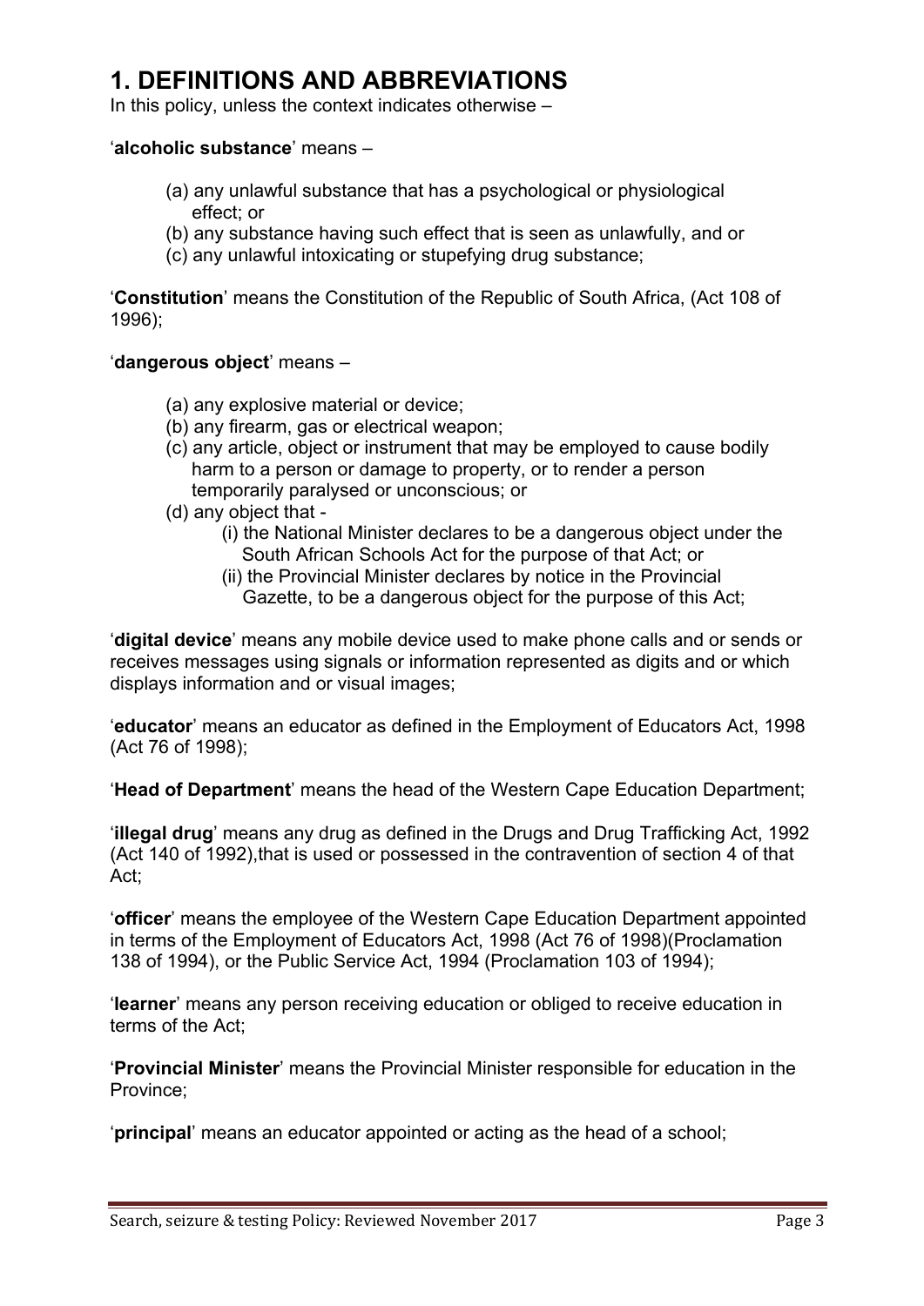# 1. DEFINITIONS AND ABBREVIATIONS

In this policy, unless the context indicates otherwise –

'**alcoholic substance**' means –

- (a) any unlawful substance that has a psychological or physiological effect; or
- (b) any substance having such effect that is seen as unlawfully, and or
- (c) any unlawful intoxicating or stupefying drug substance;

'**Constitution**' means the Constitution of the Republic of South Africa, (Act 108 of 1996);

'**dangerous object**' means –

- (a) any explosive material or device;
- (b) any firearm, gas or electrical weapon;
- (c) any article, object or instrument that may be employed to cause bodily harm to a person or damage to property, or to render a person temporarily paralysed or unconscious; or
- (d) any object that -
  - (i) the National Minister declares to be a dangerous object under the South African Schools Act for the purpose of that Act; or
  - (ii) the Provincial Minister declares by notice in the Provincial Gazette, to be a dangerous object for the purpose of this Act;

'**digital device**' means any mobile device used to make phone calls and or sends or receives messages using signals or information represented as digits and or which displays information and or visual images;

'**educator**' means an educator as defined in the Employment of Educators Act, 1998 (Act 76 of 1998);

'**Head of Department**' means the head of the Western Cape Education Department;

'**illegal drug**' means any drug as defined in the Drugs and Drug Trafficking Act, 1992 (Act 140 of 1992),that is used or possessed in the contravention of section 4 of that Act;

'**officer**' means the employee of the Western Cape Education Department appointed in terms of the Employment of Educators Act, 1998 (Act 76 of 1998)(Proclamation 138 of 1994), or the Public Service Act, 1994 (Proclamation 103 of 1994);

'**learner**' means any person receiving education or obliged to receive education in terms of the Act;

'**Provincial Minister**' means the Provincial Minister responsible for education in the Province;

'**principal**' means an educator appointed or acting as the head of a school;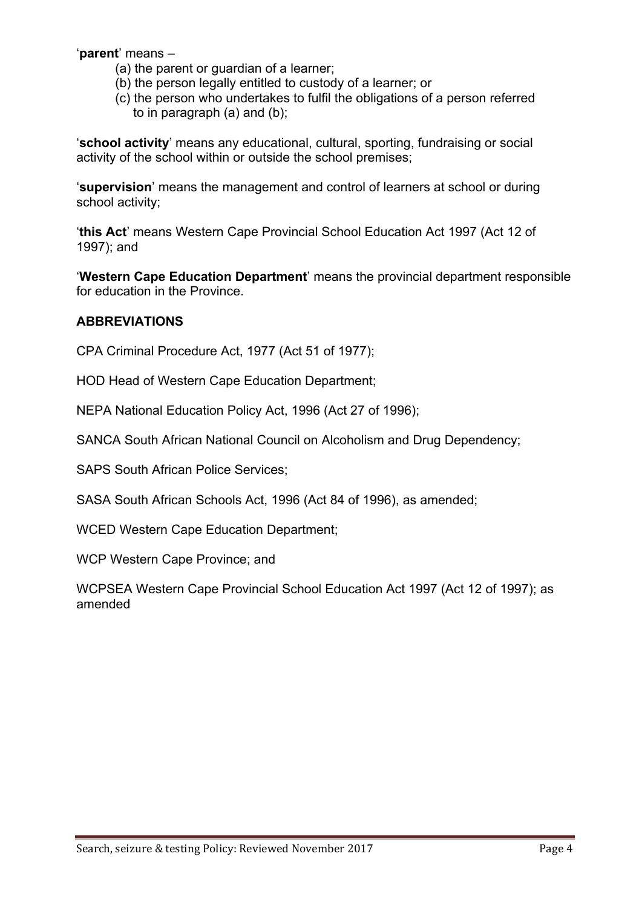'**parent**' means –

(a) the parent or guardian of a learner;
(b) the person legally entitled to custody of a learner; or
(c) the person who undertakes to fulfil the obligations of a person referred to in paragraph (a) and (b);

'**school activity**' means any educational, cultural, sporting, fundraising or social activity of the school within or outside the school premises;

'**supervision**' means the management and control of learners at school or during school activity;

'**this Act**' means Western Cape Provincial School Education Act 1997 (Act 12 of 1997); and

'**Western Cape Education Department**' means the provincial department responsible for education in the Province.

## ABBREVIATIONS

CPA Criminal Procedure Act, 1977 (Act 51 of 1977);

HOD Head of Western Cape Education Department;

NEPA National Education Policy Act, 1996 (Act 27 of 1996);

SANCA South African National Council on Alcoholism and Drug Dependency;

SAPS South African Police Services;

SASA South African Schools Act, 1996 (Act 84 of 1996), as amended;

WCED Western Cape Education Department;

WCP Western Cape Province; and

WCPSEA Western Cape Provincial School Education Act 1997 (Act 12 of 1997); as amended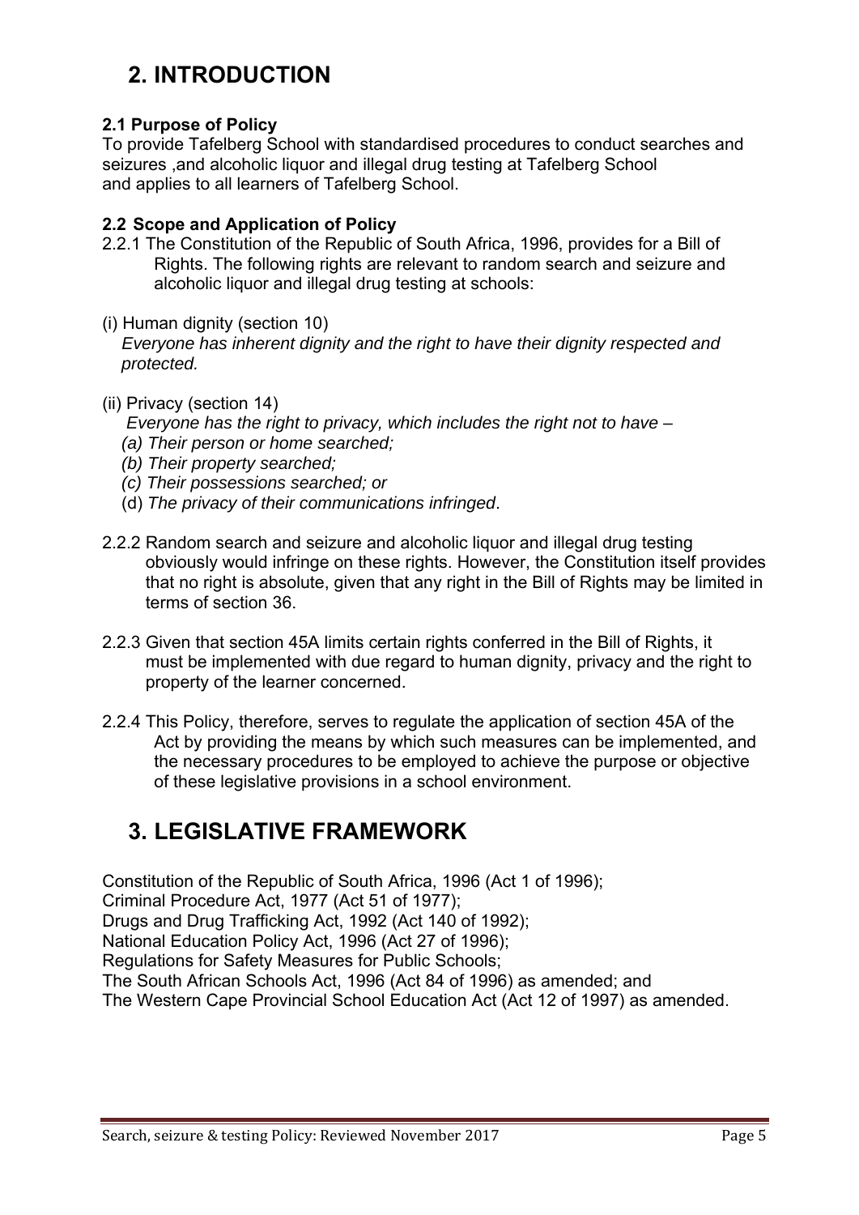# 2. INTRODUCTION

### 2.1 Purpose of Policy

To provide Tafelberg School with standardised procedures to conduct searches and seizures ,and alcoholic liquor and illegal drug testing at Tafelberg School and applies to all learners of Tafelberg School.

### 2.2 Scope and Application of Policy

2.2.1 The Constitution of the Republic of South Africa, 1996, provides for a Bill of Rights. The following rights are relevant to random search and seizure and alcoholic liquor and illegal drug testing at schools:

(i) Human dignity (section 10)
*Everyone has inherent dignity and the right to have their dignity respected and protected.*

(ii) Privacy (section 14)
*Everyone has the right to privacy, which includes the right not to have –*
*(a) Their person or home searched;*
*(b) Their property searched;*
*(c) Their possessions searched; or*
(d) *The privacy of their communications infringed*.

2.2.2 Random search and seizure and alcoholic liquor and illegal drug testing obviously would infringe on these rights. However, the Constitution itself provides that no right is absolute, given that any right in the Bill of Rights may be limited in terms of section 36.

2.2.3 Given that section 45A limits certain rights conferred in the Bill of Rights, it must be implemented with due regard to human dignity, privacy and the right to property of the learner concerned.

2.2.4 This Policy, therefore, serves to regulate the application of section 45A of the Act by providing the means by which such measures can be implemented, and the necessary procedures to be employed to achieve the purpose or objective of these legislative provisions in a school environment.

# 3. LEGISLATIVE FRAMEWORK

Constitution of the Republic of South Africa, 1996 (Act 1 of 1996);
Criminal Procedure Act, 1977 (Act 51 of 1977);
Drugs and Drug Trafficking Act, 1992 (Act 140 of 1992);
National Education Policy Act, 1996 (Act 27 of 1996);
Regulations for Safety Measures for Public Schools;
The South African Schools Act, 1996 (Act 84 of 1996) as amended; and
The Western Cape Provincial School Education Act (Act 12 of 1997) as amended.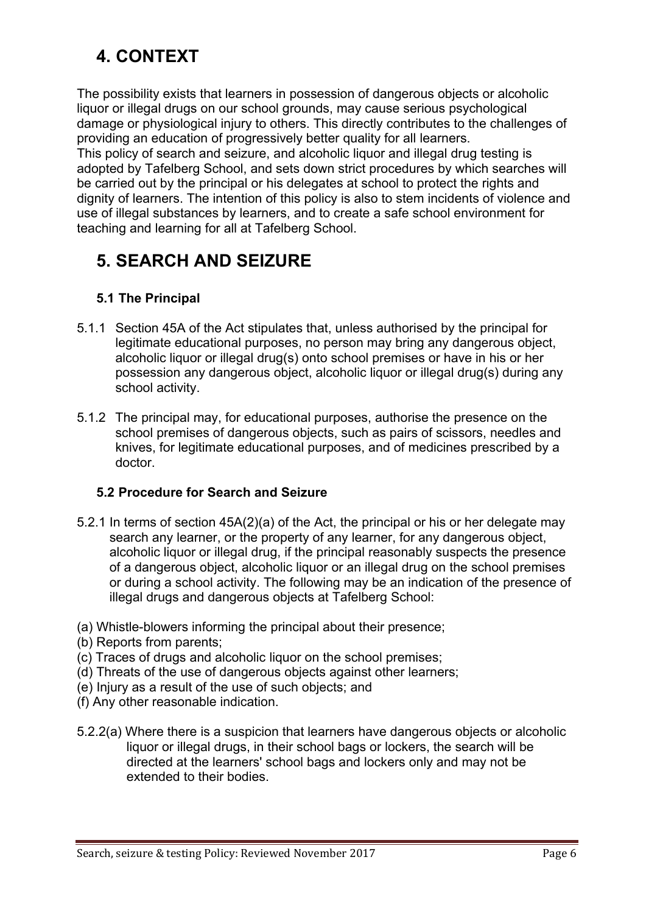# 4. CONTEXT

The possibility exists that learners in possession of dangerous objects or alcoholic liquor or illegal drugs on our school grounds, may cause serious psychological damage or physiological injury to others. This directly contributes to the challenges of providing an education of progressively better quality for all learners.
This policy of search and seizure, and alcoholic liquor and illegal drug testing is adopted by Tafelberg School, and sets down strict procedures by which searches will be carried out by the principal or his delegates at school to protect the rights and dignity of learners. The intention of this policy is also to stem incidents of violence and use of illegal substances by learners, and to create a safe school environment for teaching and learning for all at Tafelberg School.

# 5. SEARCH AND SEIZURE

### 5.1 The Principal

5.1.1 Section 45A of the Act stipulates that, unless authorised by the principal for legitimate educational purposes, no person may bring any dangerous object, alcoholic liquor or illegal drug(s) onto school premises or have in his or her possession any dangerous object, alcoholic liquor or illegal drug(s) during any school activity.

5.1.2 The principal may, for educational purposes, authorise the presence on the school premises of dangerous objects, such as pairs of scissors, needles and knives, for legitimate educational purposes, and of medicines prescribed by a doctor.

### 5.2 Procedure for Search and Seizure

5.2.1 In terms of section 45A(2)(a) of the Act, the principal or his or her delegate may search any learner, or the property of any learner, for any dangerous object, alcoholic liquor or illegal drug, if the principal reasonably suspects the presence of a dangerous object, alcoholic liquor or an illegal drug on the school premises or during a school activity. The following may be an indication of the presence of illegal drugs and dangerous objects at Tafelberg School:

(a) Whistle-blowers informing the principal about their presence;
(b) Reports from parents;
(c) Traces of drugs and alcoholic liquor on the school premises;
(d) Threats of the use of dangerous objects against other learners;
(e) Injury as a result of the use of such objects; and
(f) Any other reasonable indication.

5.2.2(a) Where there is a suspicion that learners have dangerous objects or alcoholic liquor or illegal drugs, in their school bags or lockers, the search will be directed at the learners' school bags and lockers only and may not be extended to their bodies.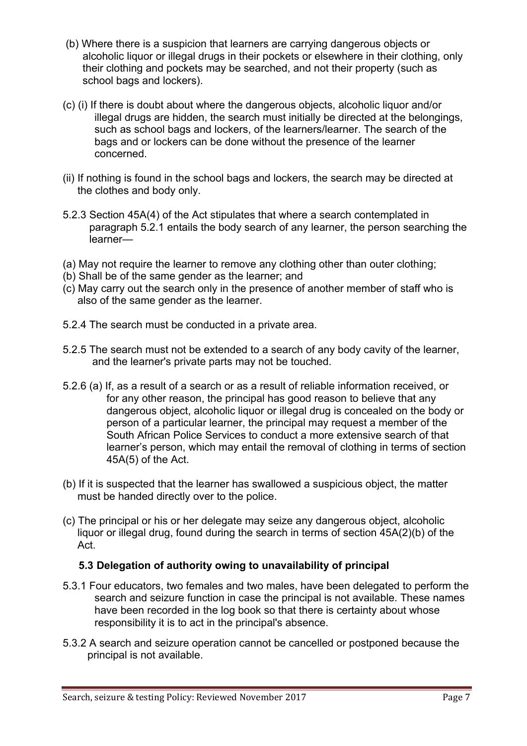(b) Where there is a suspicion that learners are carrying dangerous objects or alcoholic liquor or illegal drugs in their pockets or elsewhere in their clothing, only their clothing and pockets may be searched, and not their property (such as school bags and lockers).

(c) (i) If there is doubt about where the dangerous objects, alcoholic liquor and/or illegal drugs are hidden, the search must initially be directed at the belongings, such as school bags and lockers, of the learners/learner. The search of the bags and or lockers can be done without the presence of the learner concerned.

(ii) If nothing is found in the school bags and lockers, the search may be directed at the clothes and body only.

5.2.3 Section 45A(4) of the Act stipulates that where a search contemplated in paragraph 5.2.1 entails the body search of any learner, the person searching the learner—

(a) May not require the learner to remove any clothing other than outer clothing;
(b) Shall be of the same gender as the learner; and
(c) May carry out the search only in the presence of another member of staff who is also of the same gender as the learner.

5.2.4 The search must be conducted in a private area.

5.2.5 The search must not be extended to a search of any body cavity of the learner, and the learner's private parts may not be touched.

5.2.6 (a) If, as a result of a search or as a result of reliable information received, or for any other reason, the principal has good reason to believe that any dangerous object, alcoholic liquor or illegal drug is concealed on the body or person of a particular learner, the principal may request a member of the South African Police Services to conduct a more extensive search of that learner's person, which may entail the removal of clothing in terms of section 45A(5) of the Act.

(b) If it is suspected that the learner has swallowed a suspicious object, the matter must be handed directly over to the police.

(c) The principal or his or her delegate may seize any dangerous object, alcoholic liquor or illegal drug, found during the search in terms of section 45A(2)(b) of the Act.

**5.3 Delegation of authority owing to unavailability of principal**

5.3.1 Four educators, two females and two males, have been delegated to perform the search and seizure function in case the principal is not available. These names have been recorded in the log book so that there is certainty about whose responsibility it is to act in the principal's absence.

5.3.2 A search and seizure operation cannot be cancelled or postponed because the principal is not available.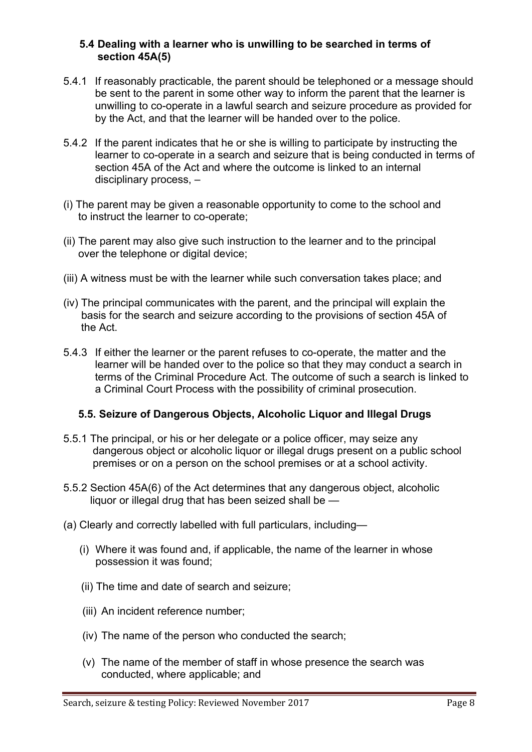### 5.4 Dealing with a learner who is unwilling to be searched in terms of section 45A(5)

5.4.1 If reasonably practicable, the parent should be telephoned or a message should be sent to the parent in some other way to inform the parent that the learner is unwilling to co-operate in a lawful search and seizure procedure as provided for by the Act, and that the learner will be handed over to the police.

5.4.2 If the parent indicates that he or she is willing to participate by instructing the learner to co-operate in a search and seizure that is being conducted in terms of section 45A of the Act and where the outcome is linked to an internal disciplinary process, –

(i) The parent may be given a reasonable opportunity to come to the school and to instruct the learner to co-operate;

(ii) The parent may also give such instruction to the learner and to the principal over the telephone or digital device;

(iii) A witness must be with the learner while such conversation takes place; and

(iv) The principal communicates with the parent, and the principal will explain the basis for the search and seizure according to the provisions of section 45A of the Act.

5.4.3 If either the learner or the parent refuses to co-operate, the matter and the learner will be handed over to the police so that they may conduct a search in terms of the Criminal Procedure Act. The outcome of such a search is linked to a Criminal Court Process with the possibility of criminal prosecution.

### 5.5. Seizure of Dangerous Objects, Alcoholic Liquor and Illegal Drugs

5.5.1 The principal, or his or her delegate or a police officer, may seize any dangerous object or alcoholic liquor or illegal drugs present on a public school premises or on a person on the school premises or at a school activity.

5.5.2 Section 45A(6) of the Act determines that any dangerous object, alcoholic liquor or illegal drug that has been seized shall be —

(a) Clearly and correctly labelled with full particulars, including—

(i) Where it was found and, if applicable, the name of the learner in whose possession it was found;

(ii) The time and date of search and seizure;

(iii) An incident reference number;

(iv) The name of the person who conducted the search;

(v) The name of the member of staff in whose presence the search was conducted, where applicable; and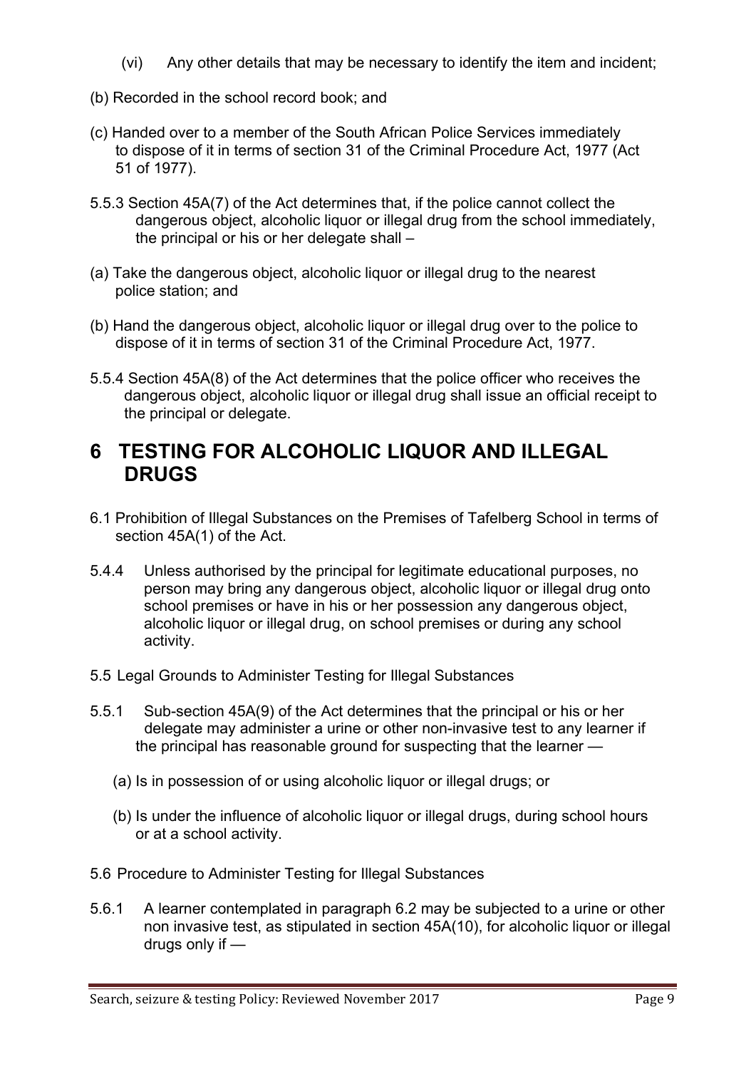(vi) Any other details that may be necessary to identify the item and incident;

(b) Recorded in the school record book; and

(c) Handed over to a member of the South African Police Services immediately to dispose of it in terms of section 31 of the Criminal Procedure Act, 1977 (Act 51 of 1977).

5.5.3 Section 45A(7) of the Act determines that, if the police cannot collect the dangerous object, alcoholic liquor or illegal drug from the school immediately, the principal or his or her delegate shall –

(a) Take the dangerous object, alcoholic liquor or illegal drug to the nearest police station; and

(b) Hand the dangerous object, alcoholic liquor or illegal drug over to the police to dispose of it in terms of section 31 of the Criminal Procedure Act, 1977.

5.5.4 Section 45A(8) of the Act determines that the police officer who receives the dangerous object, alcoholic liquor or illegal drug shall issue an official receipt to the principal or delegate.

# 6 TESTING FOR ALCOHOLIC LIQUOR AND ILLEGAL DRUGS

6.1 Prohibition of Illegal Substances on the Premises of Tafelberg School in terms of section 45A(1) of the Act.

5.4.4 Unless authorised by the principal for legitimate educational purposes, no person may bring any dangerous object, alcoholic liquor or illegal drug onto school premises or have in his or her possession any dangerous object, alcoholic liquor or illegal drug, on school premises or during any school activity.

5.5 Legal Grounds to Administer Testing for Illegal Substances

5.5.1 Sub-section 45A(9) of the Act determines that the principal or his or her delegate may administer a urine or other non-invasive test to any learner if the principal has reasonable ground for suspecting that the learner —

(a) Is in possession of or using alcoholic liquor or illegal drugs; or

(b) Is under the influence of alcoholic liquor or illegal drugs, during school hours or at a school activity.

5.6 Procedure to Administer Testing for Illegal Substances

5.6.1 A learner contemplated in paragraph 6.2 may be subjected to a urine or other non invasive test, as stipulated in section 45A(10), for alcoholic liquor or illegal drugs only if —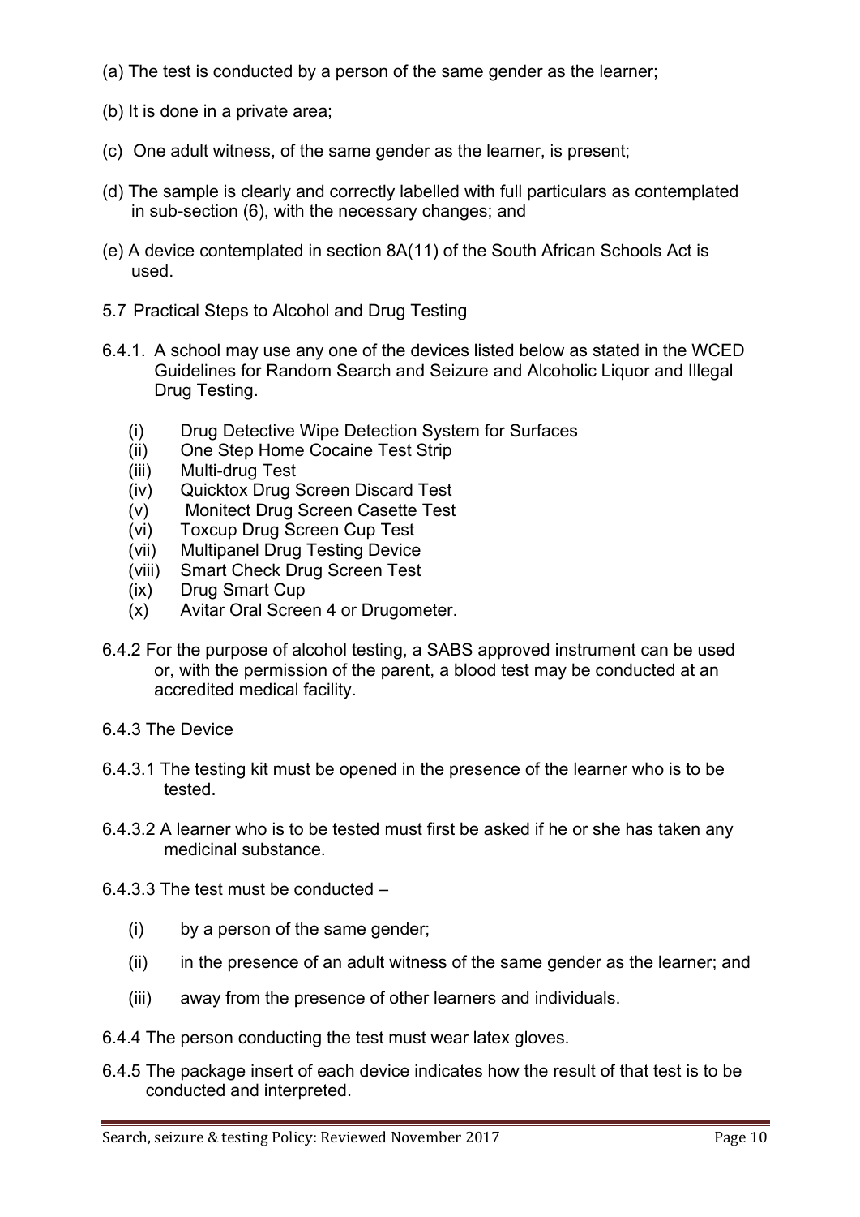(a) The test is conducted by a person of the same gender as the learner;

(b) It is done in a private area;

(c) One adult witness, of the same gender as the learner, is present;

(d) The sample is clearly and correctly labelled with full particulars as contemplated in sub-section (6), with the necessary changes; and

(e) A device contemplated in section 8A(11) of the South African Schools Act is used.

5.7 Practical Steps to Alcohol and Drug Testing

6.4.1. A school may use any one of the devices listed below as stated in the WCED Guidelines for Random Search and Seizure and Alcoholic Liquor and Illegal Drug Testing.

- (i) Drug Detective Wipe Detection System for Surfaces
- (ii) One Step Home Cocaine Test Strip
- (iii) Multi-drug Test
- (iv) Quicktox Drug Screen Discard Test
- (v) Monitect Drug Screen Casette Test
- (vi) Toxcup Drug Screen Cup Test
- (vii) Multipanel Drug Testing Device
- (viii) Smart Check Drug Screen Test
- (ix) Drug Smart Cup
- (x) Avitar Oral Screen 4 or Drugometer.

6.4.2 For the purpose of alcohol testing, a SABS approved instrument can be used or, with the permission of the parent, a blood test may be conducted at an accredited medical facility.

6.4.3 The Device

6.4.3.1 The testing kit must be opened in the presence of the learner who is to be tested.

6.4.3.2 A learner who is to be tested must first be asked if he or she has taken any medicinal substance.

6.4.3.3 The test must be conducted –

- (i) by a person of the same gender;
- (ii) in the presence of an adult witness of the same gender as the learner; and
- (iii) away from the presence of other learners and individuals.

6.4.4 The person conducting the test must wear latex gloves.

6.4.5 The package insert of each device indicates how the result of that test is to be conducted and interpreted.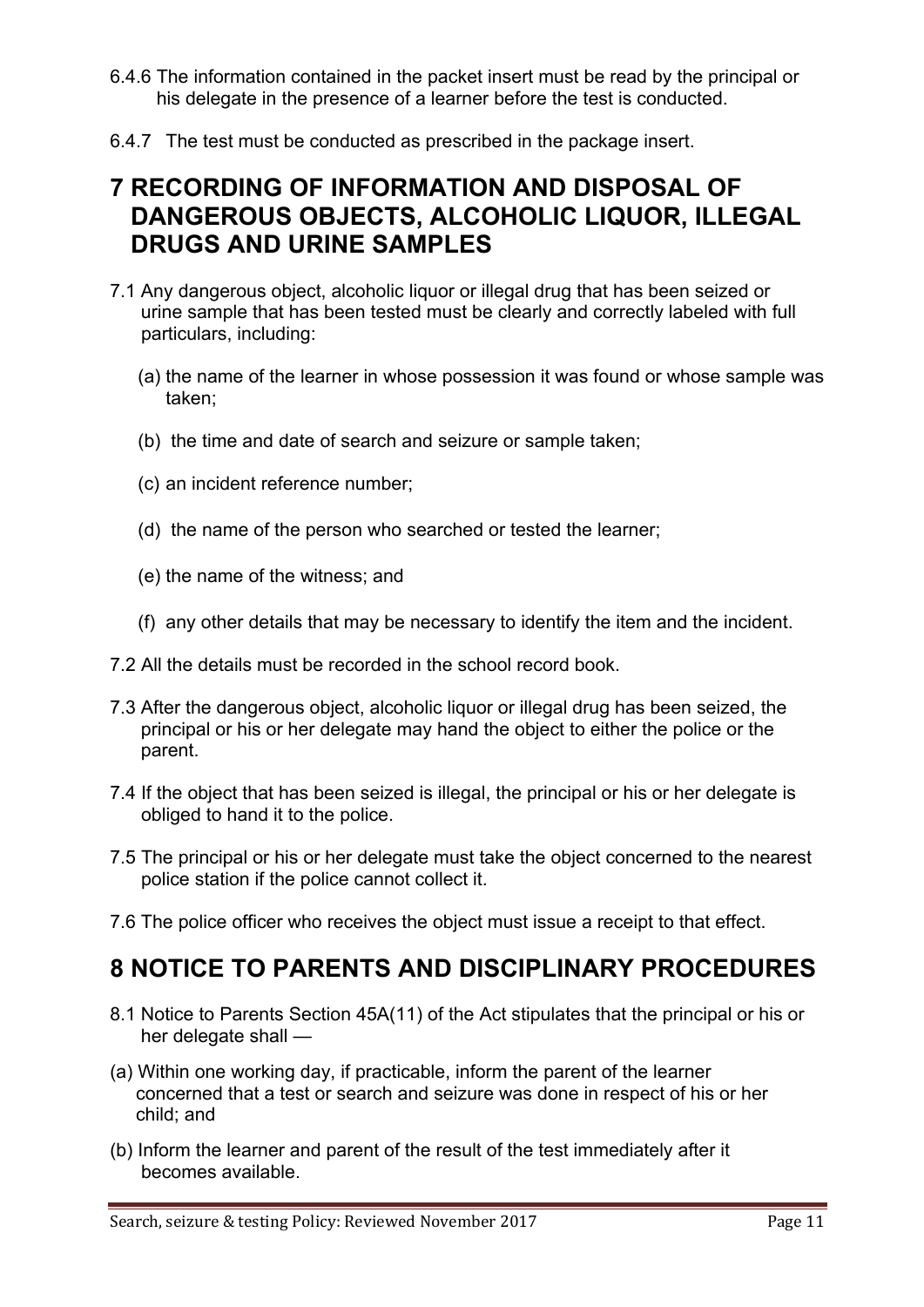6.4.6 The information contained in the packet insert must be read by the principal or his delegate in the presence of a learner before the test is conducted.

6.4.7 The test must be conducted as prescribed in the package insert.

# 7 RECORDING OF INFORMATION AND DISPOSAL OF DANGEROUS OBJECTS, ALCOHOLIC LIQUOR, ILLEGAL DRUGS AND URINE SAMPLES

7.1 Any dangerous object, alcoholic liquor or illegal drug that has been seized or urine sample that has been tested must be clearly and correctly labeled with full particulars, including:

(a) the name of the learner in whose possession it was found or whose sample was taken;

(b) the time and date of search and seizure or sample taken;

(c) an incident reference number;

(d) the name of the person who searched or tested the learner;

(e) the name of the witness; and

(f) any other details that may be necessary to identify the item and the incident.

7.2 All the details must be recorded in the school record book.

7.3 After the dangerous object, alcoholic liquor or illegal drug has been seized, the principal or his or her delegate may hand the object to either the police or the parent.

7.4 If the object that has been seized is illegal, the principal or his or her delegate is obliged to hand it to the police.

7.5 The principal or his or her delegate must take the object concerned to the nearest police station if the police cannot collect it.

7.6 The police officer who receives the object must issue a receipt to that effect.

# 8 NOTICE TO PARENTS AND DISCIPLINARY PROCEDURES

8.1 Notice to Parents Section 45A(11) of the Act stipulates that the principal or his or her delegate shall —

(a) Within one working day, if practicable, inform the parent of the learner concerned that a test or search and seizure was done in respect of his or her child; and

(b) Inform the learner and parent of the result of the test immediately after it becomes available.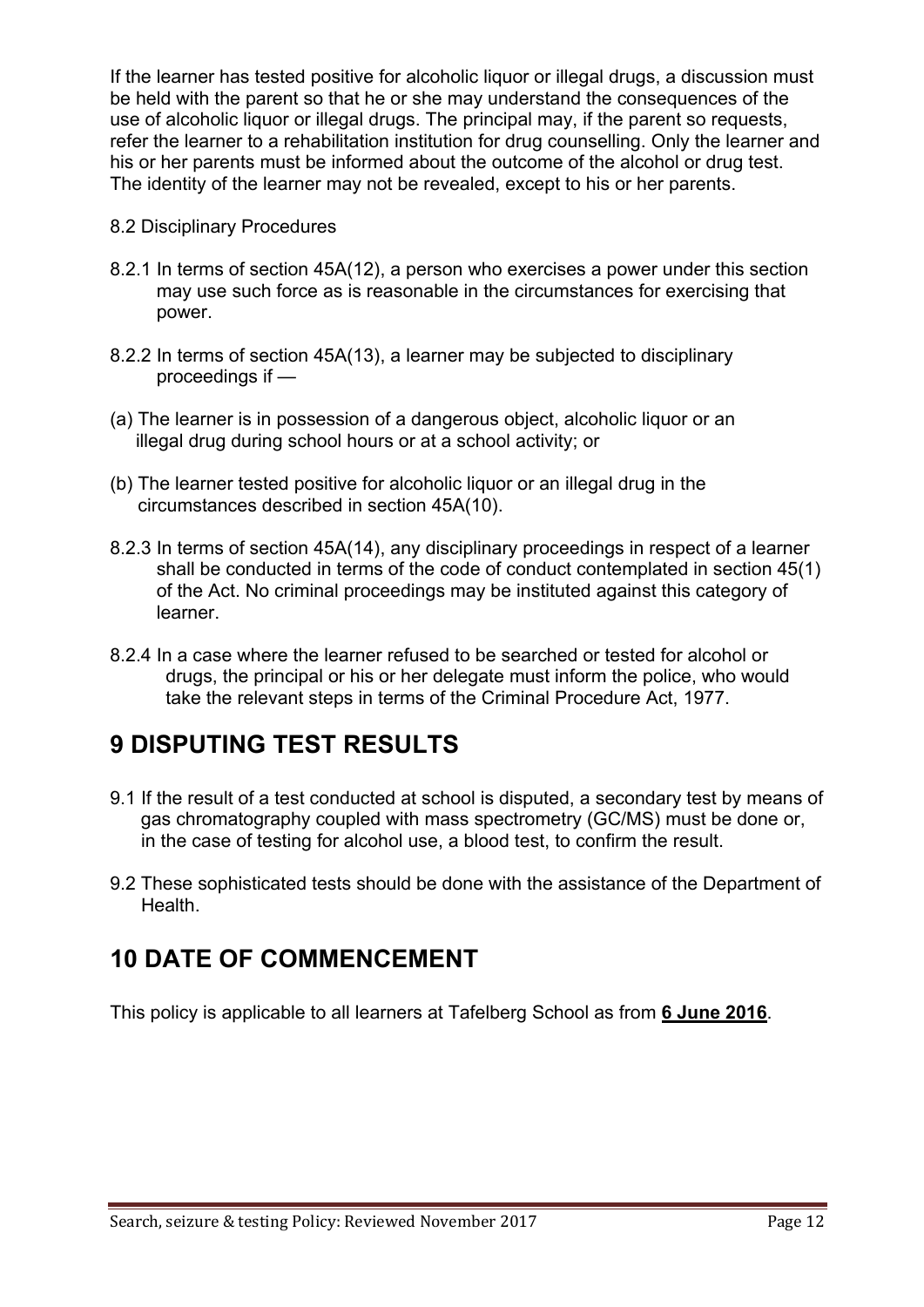If the learner has tested positive for alcoholic liquor or illegal drugs, a discussion must be held with the parent so that he or she may understand the consequences of the use of alcoholic liquor or illegal drugs. The principal may, if the parent so requests, refer the learner to a rehabilitation institution for drug counselling. Only the learner and his or her parents must be informed about the outcome of the alcohol or drug test. The identity of the learner may not be revealed, except to his or her parents.

8.2 Disciplinary Procedures

8.2.1 In terms of section 45A(12), a person who exercises a power under this section may use such force as is reasonable in the circumstances for exercising that power.

8.2.2 In terms of section 45A(13), a learner may be subjected to disciplinary proceedings if —

(a) The learner is in possession of a dangerous object, alcoholic liquor or an illegal drug during school hours or at a school activity; or

(b) The learner tested positive for alcoholic liquor or an illegal drug in the circumstances described in section 45A(10).

8.2.3 In terms of section 45A(14), any disciplinary proceedings in respect of a learner shall be conducted in terms of the code of conduct contemplated in section 45(1) of the Act. No criminal proceedings may be instituted against this category of learner.

8.2.4 In a case where the learner refused to be searched or tested for alcohol or drugs, the principal or his or her delegate must inform the police, who would take the relevant steps in terms of the Criminal Procedure Act, 1977.

# 9 DISPUTING TEST RESULTS

9.1 If the result of a test conducted at school is disputed, a secondary test by means of gas chromatography coupled with mass spectrometry (GC/MS) must be done or, in the case of testing for alcohol use, a blood test, to confirm the result.

9.2 These sophisticated tests should be done with the assistance of the Department of Health.

# 10 DATE OF COMMENCEMENT

This policy is applicable to all learners at Tafelberg School as from **6 June 2016**.